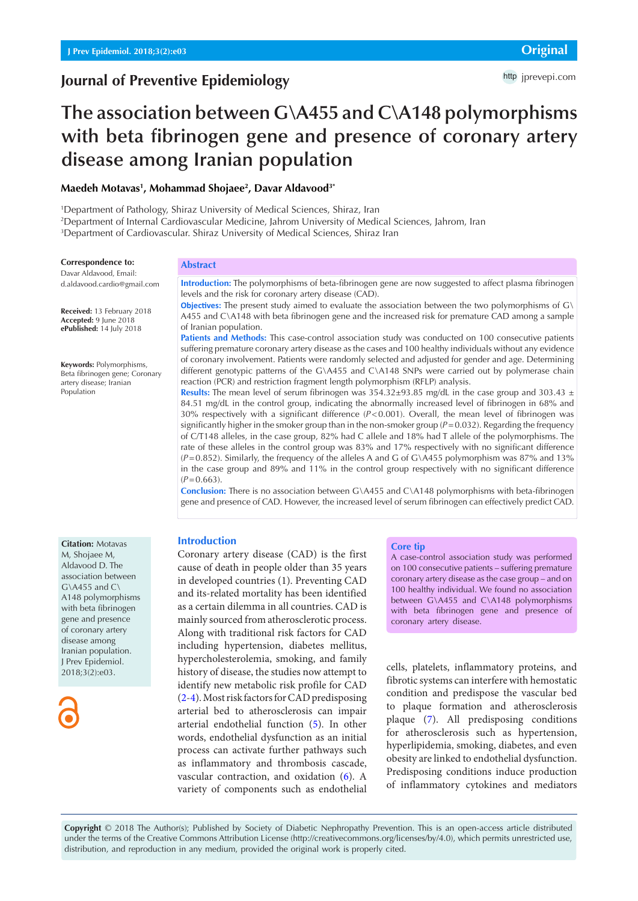Original

# Journal of Preventive Epidemiology

# The association between G\A455 and C\A148 polymorphisms with beta fibrinogen gene and presence of coronary artery disease among Iranian population

**Maedeh Motavas[1], Mohammad Shojaee[2], Davar Aldavood[3*]**

[1]Department of Pathology, Shiraz University of Medical Sciences, Shiraz, Iran
[2]Department of Internal Cardiovascular Medicine, Jahrom University of Medical Sciences, Jahrom, Iran
[3]Department of Cardiovascular. Shiraz University of Medical Sciences, Shiraz Iran

**Correspondence to:**
Davar Aldavood, Email: d.aldavood.cardio@gmail.com

**Received:** 13 February 2018
**Accepted:** 9 June 2018
**ePublished:** 14 July 2018

**Keywords:** Polymorphisms, Beta fibrinogen gene; Coronary artery disease; Iranian Population

## Abstract

**Introduction:** The polymorphisms of beta-fibrinogen gene are now suggested to affect plasma fibrinogen levels and the risk for coronary artery disease (CAD).

**Objectives:** The present study aimed to evaluate the association between the two polymorphisms of G\A455 and C\A148 with beta fibrinogen gene and the increased risk for premature CAD among a sample of Iranian population.

**Patients and Methods:** This case-control association study was conducted on 100 consecutive patients suffering premature coronary artery disease as the cases and 100 healthy individuals without any evidence of coronary involvement. Patients were randomly selected and adjusted for gender and age. Determining different genotypic patterns of the G\A455 and C\A148 SNPs were carried out by polymerase chain reaction (PCR) and restriction fragment length polymorphism (RFLP) analysis.

**Results:** The mean level of serum fibrinogen was 354.32±93.85 mg/dL in the case group and 303.43 ± 84.51 mg/dL in the control group, indicating the abnormally increased level of fibrinogen in 68% and 30% respectively with a significant difference ($P<0.001$). Overall, the mean level of fibrinogen was significantly higher in the smoker group than in the non-smoker group ($P=0.032$). Regarding the frequency of C/T148 alleles, in the case group, 82% had C allele and 18% had T allele of the polymorphisms. The rate of these alleles in the control group was 83% and 17% respectively with no significant difference ($P=0.852$). Similarly, the frequency of the alleles A and G of G\A455 polymorphism was 87% and 13% in the case group and 89% and 11% in the control group respectively with no significant difference ($P=0.663$).

**Conclusion:** There is no association between G\A455 and C\A148 polymorphisms with beta-fibrinogen gene and presence of CAD. However, the increased level of serum fibrinogen can effectively predict CAD.

**Citation:** Motavas M, Shojaee M, Aldavood D. The association between G\A455 and C\A148 polymorphisms with beta fibrinogen gene and presence of coronary artery disease among Iranian population. J Prev Epidemiol. 2018;3(2):e03.

## Introduction

Coronary artery disease (CAD) is the first cause of death in people older than 35 years in developed countries (1). Preventing CAD and its-related mortality has been identified as a certain dilemma in all countries. CAD is mainly sourced from atherosclerotic process. Along with traditional risk factors for CAD including hypertension, diabetes mellitus, hypercholesterolemia, smoking, and family history of disease, the studies now attempt to identify new metabolic risk profile for CAD (2-4). Most risk factors for CAD predisposing arterial bed to atherosclerosis can impair arterial endothelial function (5). In other words, endothelial dysfunction as an initial process can activate further pathways such as inflammatory and thrombosis cascade, vascular contraction, and oxidation (6). A variety of components such as endothelial cells, platelets, inflammatory proteins, and fibrotic systems can interfere with hemostatic condition and predispose the vascular bed to plaque formation and atherosclerosis plaque (7). All predisposing conditions for atherosclerosis such as hypertension, hyperlipidemia, smoking, diabetes, and even obesity are linked to endothelial dysfunction. Predisposing conditions induce production of inflammatory cytokines and mediators

**Core tip**

A case-control association study was performed on 100 consecutive patients – suffering premature coronary artery disease as the case group – and on 100 healthy individual. We found no association between G\A455 and C\A148 polymorphisms with beta fibrinogen gene and presence of coronary artery disease.

**Copyright** © 2018 The Author(s); Published by Society of Diabetic Nephropathy Prevention. This is an open-access article distributed under the terms of the Creative Commons Attribution License (http://creativecommons.org/licenses/by/4.0), which permits unrestricted use, distribution, and reproduction in any medium, provided the original work is properly cited.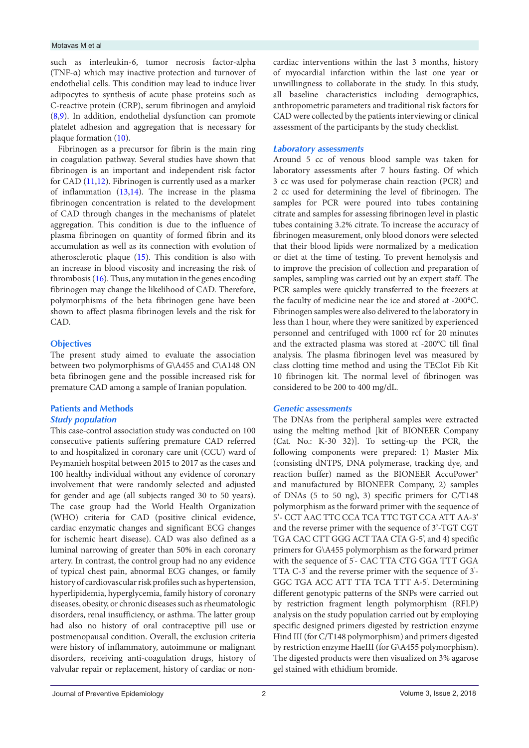such as interleukin-6, tumor necrosis factor-alpha (TNF-α) which may inactive protection and turnover of endothelial cells. This condition may lead to induce liver adipocytes to synthesis of acute phase proteins such as C-reactive protein (CRP), serum fibrinogen and amyloid (8,9). In addition, endothelial dysfunction can promote platelet adhesion and aggregation that is necessary for plaque formation (10).

Fibrinogen as a precursor for fibrin is the main ring in coagulation pathway. Several studies have shown that fibrinogen is an important and independent risk factor for CAD (11,12). Fibrinogen is currently used as a marker of inflammation (13,14). The increase in the plasma fibrinogen concentration is related to the development of CAD through changes in the mechanisms of platelet aggregation. This condition is due to the influence of plasma fibrinogen on quantity of formed fibrin and its accumulation as well as its connection with evolution of atherosclerotic plaque (15). This condition is also with an increase in blood viscosity and increasing the risk of thrombosis (16). Thus, any mutation in the genes encoding fibrinogen may change the likelihood of CAD. Therefore, polymorphisms of the beta fibrinogen gene have been shown to affect plasma fibrinogen levels and the risk for CAD.

## Objectives

The present study aimed to evaluate the association between two polymorphisms of G\A455 and C\A148 ON beta fibrinogen gene and the possible increased risk for premature CAD among a sample of Iranian population.

## Patients and Methods

### Study population

This case-control association study was conducted on 100 consecutive patients suffering premature CAD referred to and hospitalized in coronary care unit (CCU) ward of Peymanieh hospital between 2015 to 2017 as the cases and 100 healthy individual without any evidence of coronary involvement that were randomly selected and adjusted for gender and age (all subjects ranged 30 to 50 years). The case group had the World Health Organization (WHO) criteria for CAD (positive clinical evidence, cardiac enzymatic changes and significant ECG changes for ischemic heart disease). CAD was also defined as a luminal narrowing of greater than 50% in each coronary artery. In contrast, the control group had no any evidence of typical chest pain, abnormal ECG changes, or family history of cardiovascular risk profiles such as hypertension, hyperlipidemia, hyperglycemia, family history of coronary diseases, obesity, or chronic diseases such as rheumatologic disorders, renal insufficiency, or asthma. The latter group had also no history of oral contraceptive pill use or postmenopausal condition. Overall, the exclusion criteria were history of inflammatory, autoimmune or malignant disorders, receiving anti-coagulation drugs, history of valvular repair or replacement, history of cardiac or non-cardiac interventions within the last 3 months, history of myocardial infarction within the last one year or unwillingness to collaborate in the study. In this study, all baseline characteristics including demographics, anthropometric parameters and traditional risk factors for CAD were collected by the patients interviewing or clinical assessment of the participants by the study checklist.

### Laboratory assessments

Around 5 cc of venous blood sample was taken for laboratory assessments after 7 hours fasting. Of which 3 cc was used for polymerase chain reaction (PCR) and 2 cc used for determining the level of fibrinogen. The samples for PCR were poured into tubes containing citrate and samples for assessing fibrinogen level in plastic tubes containing 3.2% citrate. To increase the accuracy of fibrinogen measurement, only blood donors were selected that their blood lipids were normalized by a medication or diet at the time of testing. To prevent hemolysis and to improve the precision of collection and preparation of samples, sampling was carried out by an expert staff. The PCR samples were quickly transferred to the freezers at the faculty of medicine near the ice and stored at -200°C. Fibrinogen samples were also delivered to the laboratory in less than 1 hour, where they were sanitized by experienced personnel and centrifuged with 1000 rcf for 20 minutes and the extracted plasma was stored at -200°C till final analysis. The plasma fibrinogen level was measured by class clotting time method and using the TEClot Fib Kit 10 fibrinogen kit. The normal level of fibrinogen was considered to be 200 to 400 mg/dL.

### Genetic assessments

The DNAs from the peripheral samples were extracted using the melting method [kit of BIONEER Company (Cat. No.: K-30 32)]. To setting-up the PCR, the following components were prepared: 1) Master Mix (consisting dNTPS, DNA polymerase, tracking dye, and reaction buffer) named as the BIONEER AccuPower® and manufactured by BIONEER Company, 2) samples of DNAs (5 to 50 ng), 3) specific primers for C/T148 polymorphism as the forward primer with the sequence of 5'- CCT AAC TTC CCA TCA TTC TGT CCA ATT AA-3' and the reverse primer with the sequence of 3'-TGT CGT TGA CAC CTT GGG ACT TAA CTA G-5', and 4) specific primers for G\A455 polymorphism as the forward primer with the sequence of 5'- CAC TTA CTG GGA TTT GGA TTA C-3' and the reverse primer with the sequence of 3'- GGC TGA ACC ATT TTA TCA TTT A-5'. Determining different genotypic patterns of the SNPs were carried out by restriction fragment length polymorphism (RFLP) analysis on the study population carried out by employing specific designed primers digested by restriction enzyme Hind III (for C/T148 polymorphism) and primers digested by restriction enzyme HaeIII (for G\A455 polymorphism). The digested products were then visualized on 3% agarose gel stained with ethidium bromide.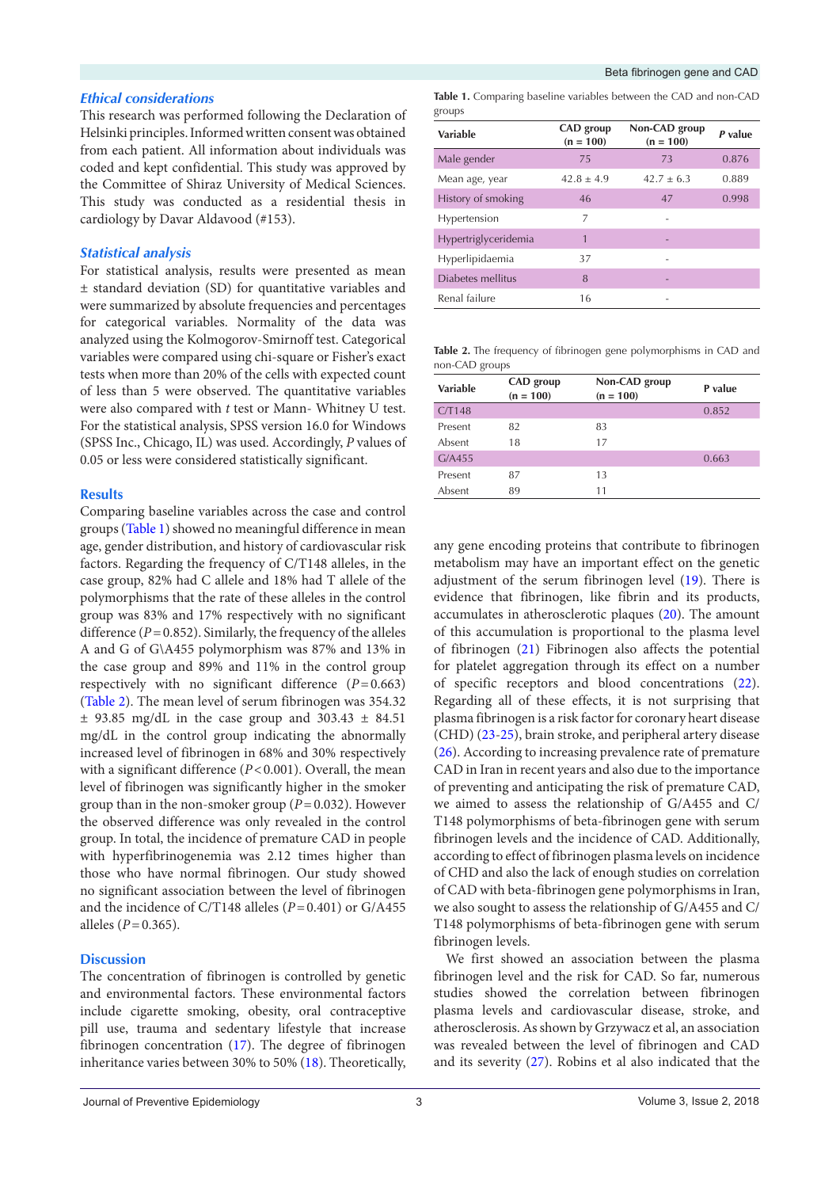### Ethical considerations

This research was performed following the Declaration of Helsinki principles. Informed written consent was obtained from each patient. All information about individuals was coded and kept confidential. This study was approved by the Committee of Shiraz University of Medical Sciences. This study was conducted as a residential thesis in cardiology by Davar Aldavood (#153).

### Statistical analysis

For statistical analysis, results were presented as mean ± standard deviation (SD) for quantitative variables and were summarized by absolute frequencies and percentages for categorical variables. Normality of the data was analyzed using the Kolmogorov-Smirnoff test. Categorical variables were compared using chi-square or Fisher's exact tests when more than 20% of the cells with expected count of less than 5 were observed. The quantitative variables were also compared with *t* test or Mann- Whitney U test. For the statistical analysis, SPSS version 16.0 for Windows (SPSS Inc., Chicago, IL) was used. Accordingly, *P* values of 0.05 or less were considered statistically significant.

## Results

Comparing baseline variables across the case and control groups (Table 1) showed no meaningful difference in mean age, gender distribution, and history of cardiovascular risk factors. Regarding the frequency of C/T148 alleles, in the case group, 82% had C allele and 18% had T allele of the polymorphisms that the rate of these alleles in the control group was 83% and 17% respectively with no significant difference ($P = 0.852$). Similarly, the frequency of the alleles A and G of G\A455 polymorphism was 87% and 13% in the case group and 89% and 11% in the control group respectively with no significant difference ($P = 0.663$) (Table 2). The mean level of serum fibrinogen was 354.32 ± 93.85 mg/dL in the case group and 303.43 ± 84.51 mg/dL in the control group indicating the abnormally increased level of fibrinogen in 68% and 30% respectively with a significant difference ($P < 0.001$). Overall, the mean level of fibrinogen was significantly higher in the smoker group than in the non-smoker group ($P = 0.032$). However the observed difference was only revealed in the control group. In total, the incidence of premature CAD in people with hyperfibrinogenemia was 2.12 times higher than those who have normal fibrinogen. Our study showed no significant association between the level of fibrinogen and the incidence of C/T148 alleles ($P = 0.401$) or G/A455 alleles ($P = 0.365$).

**Table 1.** Comparing baseline variables between the CAD and non-CAD groups

| Variable | CAD group (n = 100) | Non-CAD group (n = 100) | *P* value |
|---|---|---|---|
| Male gender | 75 | 73 | 0.876 |
| Mean age, year | 42.8 ± 4.9 | 42.7 ± 6.3 | 0.889 |
| History of smoking | 46 | 47 | 0.998 |
| Hypertension | 7 | - | |
| Hypertriglyceridemia | 1 | - | |
| Hyperlipidaemia | 37 | - | |
| Diabetes mellitus | 8 | - | |
| Renal failure | 16 | - | |

**Table 2.** The frequency of fibrinogen gene polymorphisms in CAD and non-CAD groups

| Variable | CAD group (n = 100) | Non-CAD group (n = 100) | P value |
|---|---|---|---|
| C/T148 | | | 0.852 |
| Present | 82 | 83 | |
| Absent | 18 | 17 | |
| G/A455 | | | 0.663 |
| Present | 87 | 13 | |
| Absent | 89 | 11 | |

## Discussion

The concentration of fibrinogen is controlled by genetic and environmental factors. These environmental factors include cigarette smoking, obesity, oral contraceptive pill use, trauma and sedentary lifestyle that increase fibrinogen concentration (17). The degree of fibrinogen inheritance varies between 30% to 50% (18). Theoretically, any gene encoding proteins that contribute to fibrinogen metabolism may have an important effect on the genetic adjustment of the serum fibrinogen level (19). There is evidence that fibrinogen, like fibrin and its products, accumulates in atherosclerotic plaques (20). The amount of this accumulation is proportional to the plasma level of fibrinogen (21) Fibrinogen also affects the potential for platelet aggregation through its effect on a number of specific receptors and blood concentrations (22). Regarding all of these effects, it is not surprising that plasma fibrinogen is a risk factor for coronary heart disease (CHD) (23-25), brain stroke, and peripheral artery disease (26). According to increasing prevalence rate of premature CAD in Iran in recent years and also due to the importance of preventing and anticipating the risk of premature CAD, we aimed to assess the relationship of G/A455 and C/T148 polymorphisms of beta-fibrinogen gene with serum fibrinogen levels and the incidence of CAD. Additionally, according to effect of fibrinogen plasma levels on incidence of CHD and also the lack of enough studies on correlation of CAD with beta-fibrinogen gene polymorphisms in Iran, we also sought to assess the relationship of G/A455 and C/T148 polymorphisms of beta-fibrinogen gene with serum fibrinogen levels.

We first showed an association between the plasma fibrinogen level and the risk for CAD. So far, numerous studies showed the correlation between fibrinogen plasma levels and cardiovascular disease, stroke, and atherosclerosis. As shown by Grzywacz et al, an association was revealed between the level of fibrinogen and CAD and its severity (27). Robins et al also indicated that the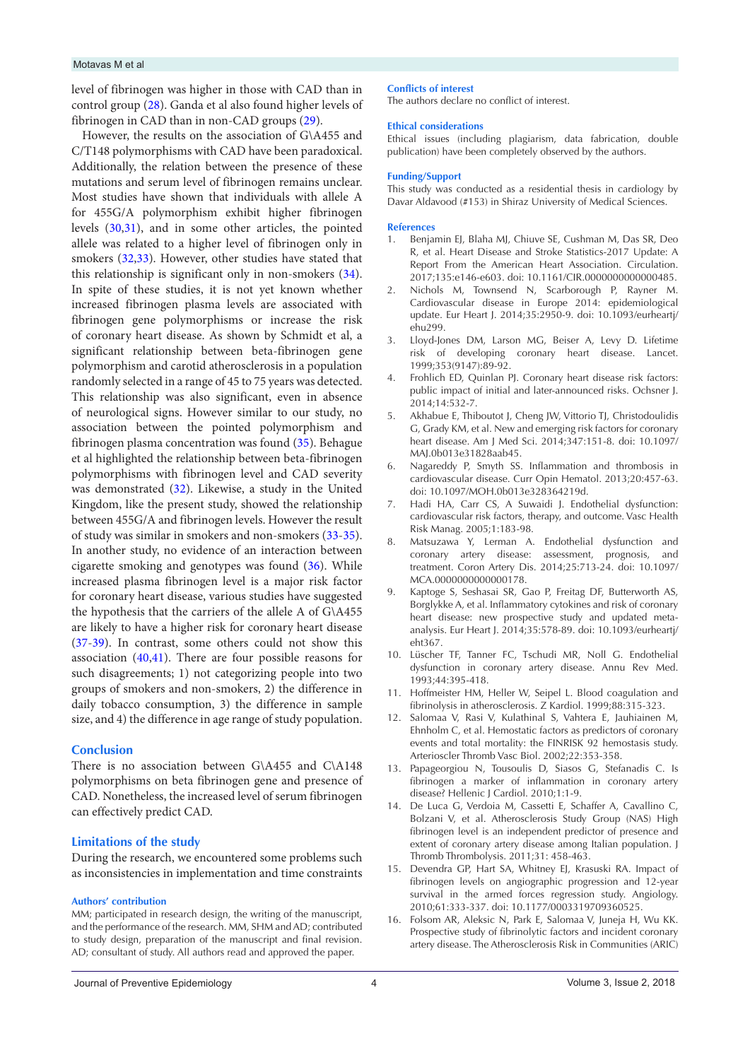level of fibrinogen was higher in those with CAD than in control group (28). Ganda et al also found higher levels of fibrinogen in CAD than in non-CAD groups (29).

However, the results on the association of G\A455 and C/T148 polymorphisms with CAD have been paradoxical. Additionally, the relation between the presence of these mutations and serum level of fibrinogen remains unclear. Most studies have shown that individuals with allele A for 455G/A polymorphism exhibit higher fibrinogen levels (30,31), and in some other articles, the pointed allele was related to a higher level of fibrinogen only in smokers (32,33). However, other studies have stated that this relationship is significant only in non-smokers (34). In spite of these studies, it is not yet known whether increased fibrinogen plasma levels are associated with fibrinogen gene polymorphisms or increase the risk of coronary heart disease. As shown by Schmidt et al, a significant relationship between beta-fibrinogen gene polymorphism and carotid atherosclerosis in a population randomly selected in a range of 45 to 75 years was detected. This relationship was also significant, even in absence of neurological signs. However similar to our study, no association between the pointed polymorphism and fibrinogen plasma concentration was found (35). Behague et al highlighted the relationship between beta-fibrinogen polymorphisms with fibrinogen level and CAD severity was demonstrated (32). Likewise, a study in the United Kingdom, like the present study, showed the relationship between 455G/A and fibrinogen levels. However the result of study was similar in smokers and non-smokers (33-35). In another study, no evidence of an interaction between cigarette smoking and genotypes was found (36). While increased plasma fibrinogen level is a major risk factor for coronary heart disease, various studies have suggested the hypothesis that the carriers of the allele A of G\A455 are likely to have a higher risk for coronary heart disease (37-39). In contrast, some others could not show this association (40,41). There are four possible reasons for such disagreements; 1) not categorizing people into two groups of smokers and non-smokers, 2) the difference in daily tobacco consumption, 3) the difference in sample size, and 4) the difference in age range of study population.

## Conclusion

There is no association between G\A455 and C\A148 polymorphisms on beta fibrinogen gene and presence of CAD. Nonetheless, the increased level of serum fibrinogen can effectively predict CAD.

## Limitations of the study

During the research, we encountered some problems such as inconsistencies in implementation and time constraints

### Authors' contribution

MM; participated in research design, the writing of the manuscript, and the performance of the research. MM, SHM and AD; contributed to study design, preparation of the manuscript and final revision. AD; consultant of study. All authors read and approved the paper.

### Conflicts of interest

The authors declare no conflict of interest.

### Ethical considerations

Ethical issues (including plagiarism, data fabrication, double publication) have been completely observed by the authors.

### Funding/Support

This study was conducted as a residential thesis in cardiology by Davar Aldavood (#153) in Shiraz University of Medical Sciences.

### References

1. Benjamin EJ, Blaha MJ, Chiuve SE, Cushman M, Das SR, Deo R, et al. Heart Disease and Stroke Statistics-2017 Update: A Report From the American Heart Association. Circulation. 2017;135:e146-e603. doi: 10.1161/CIR.0000000000000485.
2. Nichols M, Townsend N, Scarborough P, Rayner M. Cardiovascular disease in Europe 2014: epidemiological update. Eur Heart J. 2014;35:2950-9. doi: 10.1093/eurheartj/ehu299.
3. Lloyd-Jones DM, Larson MG, Beiser A, Levy D. Lifetime risk of developing coronary heart disease. Lancet. 1999;353(9147):89-92.
4. Frohlich ED, Quinlan PJ. Coronary heart disease risk factors: public impact of initial and later-announced risks. Ochsner J. 2014;14:532-7.
5. Akhabue E, Thiboutot J, Cheng JW, Vittorio TJ, Christodoulidis G, Grady KM, et al. New and emerging risk factors for coronary heart disease. Am J Med Sci. 2014;347:151-8. doi: 10.1097/MAJ.0b013e31828aab45.
6. Nagareddy P, Smyth SS. Inflammation and thrombosis in cardiovascular disease. Curr Opin Hematol. 2013;20:457-63. doi: 10.1097/MOH.0b013e328364219d.
7. Hadi HA, Carr CS, A Suwaidi J. Endothelial dysfunction: cardiovascular risk factors, therapy, and outcome. Vasc Health Risk Manag. 2005;1:183-98.
8. Matsuzawa Y, Lerman A. Endothelial dysfunction and coronary artery disease: assessment, prognosis, and treatment. Coron Artery Dis. 2014;25:713-24. doi: 10.1097/MCA.0000000000000178.
9. Kaptoge S, Seshasai SR, Gao P, Freitag DF, Butterworth AS, Borglykke A, et al. Inflammatory cytokines and risk of coronary heart disease: new prospective study and updated meta-analysis. Eur Heart J. 2014;35:578-89. doi: 10.1093/eurheartj/eht367.
10. Lüscher TF, Tanner FC, Tschudi MR, Noll G. Endothelial dysfunction in coronary artery disease. Annu Rev Med. 1993;44:395-418.
11. Hoffmeister HM, Heller W, Seipel L. Blood coagulation and fibrinolysis in atherosclerosis. Z Kardiol. 1999;88:315-323.
12. Salomaa V, Rasi V, Kulathinal S, Vahtera E, Jauhiainen M, Ehnholm C, et al. Hemostatic factors as predictors of coronary events and total mortality: the FINRISK 92 hemostasis study. Arterioscler Thromb Vasc Biol. 2002;22:353-358.
13. Papageorgiou N, Tousoulis D, Siasos G, Stefanadis C. Is fibrinogen a marker of inflammation in coronary artery disease? Hellenic J Cardiol. 2010;1:1-9.
14. De Luca G, Verdoia M, Cassetti E, Schaffer A, Cavallino C, Bolzani V, et al. Atherosclerosis Study Group (NAS) High fibrinogen level is an independent predictor of presence and extent of coronary artery disease among Italian population. J Thromb Thrombolysis. 2011;31: 458-463.
15. Devendra GP, Hart SA, Whitney EJ, Krasuski RA. Impact of fibrinogen levels on angiographic progression and 12-year survival in the armed forces regression study. Angiology. 2010;61:333-337. doi: 10.1177/0003319709360525.
16. Folsom AR, Aleksic N, Park E, Salomaa V, Juneja H, Wu KK. Prospective study of fibrinolytic factors and incident coronary artery disease. The Atherosclerosis Risk in Communities (ARIC)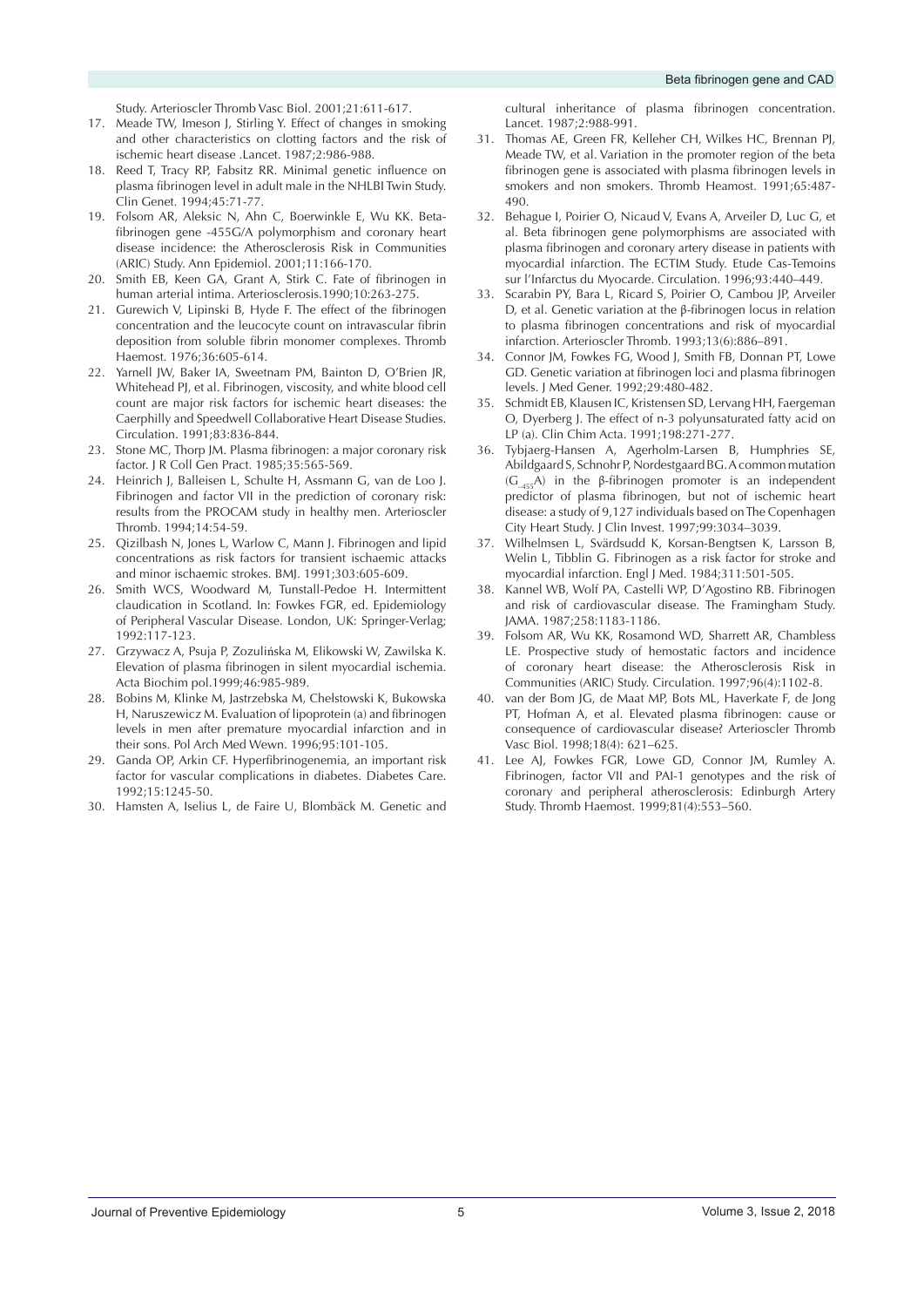Study. Arterioscler Thromb Vasc Biol. 2001;21:611-617.

17. Meade TW, Imeson J, Stirling Y. Effect of changes in smoking and other characteristics on clotting factors and the risk of ischemic heart disease .Lancet. 1987;2:986-988.
18. Reed T, Tracy RP, Fabsitz RR. Minimal genetic influence on plasma fibrinogen level in adult male in the NHLBI Twin Study. Clin Genet. 1994;45:71-77.
19. Folsom AR, Aleksic N, Ahn C, Boerwinkle E, Wu KK. Beta-fibrinogen gene -455G/A polymorphism and coronary heart disease incidence: the Atherosclerosis Risk in Communities (ARIC) Study. Ann Epidemiol. 2001;11:166-170.
20. Smith EB, Keen GA, Grant A, Stirk C. Fate of fibrinogen in human arterial intima. Arteriosclerosis.1990;10:263-275.
21. Gurewich V, Lipinski B, Hyde F. The effect of the fibrinogen concentration and the leucocyte count on intravascular fibrin deposition from soluble fibrin monomer complexes. Thromb Haemost. 1976;36:605-614.
22. Yarnell JW, Baker IA, Sweetnam PM, Bainton D, O'Brien JR, Whitehead PJ, et al. Fibrinogen, viscosity, and white blood cell count are major risk factors for ischemic heart diseases: the Caerphilly and Speedwell Collaborative Heart Disease Studies. Circulation. 1991;83:836-844.
23. Stone MC, Thorp JM. Plasma fibrinogen: a major coronary risk factor. J R Coll Gen Pract. 1985;35:565-569.
24. Heinrich J, Balleisen L, Schulte H, Assmann G, van de Loo J. Fibrinogen and factor VII in the prediction of coronary risk: results from the PROCAM study in healthy men. Arterioscler Thromb. 1994;14:54-59.
25. Qizilbash N, Jones L, Warlow C, Mann J. Fibrinogen and lipid concentrations as risk factors for transient ischaemic attacks and minor ischaemic strokes. BMJ. 1991;303:605-609.
26. Smith WCS, Woodward M, Tunstall-Pedoe H. Intermittent claudication in Scotland. In: Fowkes FGR, ed. Epidemiology of Peripheral Vascular Disease. London, UK: Springer-Verlag; 1992:117-123.
27. Grzywacz A, Psuja P, Zozulińska M, Elikowski W, Zawilska K. Elevation of plasma fibrinogen in silent myocardial ischemia. Acta Biochim pol.1999;46:985-989.
28. Bobins M, Klinke M, Jastrzebska M, Chełstowski K, Bukowska H, Naruszewicz M. Evaluation of lipoprotein (a) and fibrinogen levels in men after premature myocardial infarction and in their sons. Pol Arch Med Wewn. 1996;95:101-105.
29. Ganda OP, Arkin CF. Hyperfibrinogenemia, an important risk factor for vascular complications in diabetes. Diabetes Care. 1992;15:1245-50.
30. Hamsten A, Iselius L, de Faire U, Blombäck M. Genetic and cultural inheritance of plasma fibrinogen concentration. Lancet. 1987;2:988-991.
31. Thomas AE, Green FR, Kelleher CH, Wilkes HC, Brennan PJ, Meade TW, et al. Variation in the promoter region of the beta fibrinogen gene is associated with plasma fibrinogen levels in smokers and non smokers. Thromb Heamost. 1991;65:487-490.
32. Behague I, Poirier O, Nicaud V, Evans A, Arveiler D, Luc G, et al. Beta fibrinogen gene polymorphisms are associated with plasma fibrinogen and coronary artery disease in patients with myocardial infarction. The ECTIM Study. Etude Cas-Temoins sur l'Infarctus du Myocarde. Circulation. 1996;93:440–449.
33. Scarabin PY, Bara L, Ricard S, Poirier O, Cambou JP, Arveiler D, et al. Genetic variation at the β-fibrinogen locus in relation to plasma fibrinogen concentrations and risk of myocardial infarction. Arterioscler Thromb. 1993;13(6):886–891.
34. Connor JM, Fowkes FG, Wood J, Smith FB, Donnan PT, Lowe GD. Genetic variation at fibrinogen loci and plasma fibrinogen levels. J Med Gener. 1992;29:480-482.
35. Schmidt EB, Klausen IC, Kristensen SD, Lervang HH, Faergeman O, Dyerberg J. The effect of n-3 polyunsaturated fatty acid on LP (a). Clin Chim Acta. 1991;198:271-277.
36. Tybjaerg-Hansen A, Agerholm-Larsen B, Humphries SE, Abildgaard S, Schnohr P, Nordestgaard BG. A common mutation ($G_{-455}A$) in the β-fibrinogen promoter is an independent predictor of plasma fibrinogen, but not of ischemic heart disease: a study of 9,127 individuals based on The Copenhagen City Heart Study. J Clin Invest. 1997;99:3034–3039.
37. Wilhelmsen L, Svärdsudd K, Korsan-Bengtsen K, Larsson B, Welin L, Tibblin G. Fibrinogen as a risk factor for stroke and myocardial infarction. Engl J Med. 1984;311:501-505.
38. Kannel WB, Wolf PA, Castelli WP, D'Agostino RB. Fibrinogen and risk of cardiovascular disease. The Framingham Study. JAMA. 1987;258:1183-1186.
39. Folsom AR, Wu KK, Rosamond WD, Sharrett AR, Chambless LE. Prospective study of hemostatic factors and incidence of coronary heart disease: the Atherosclerosis Risk in Communities (ARIC) Study. Circulation. 1997;96(4):1102-8.
40. van der Bom JG, de Maat MP, Bots ML, Haverkate F, de Jong PT, Hofman A, et al. Elevated plasma fibrinogen: cause or consequence of cardiovascular disease? Arterioscler Thromb Vasc Biol. 1998;18(4): 621–625.
41. Lee AJ, Fowkes FGR, Lowe GD, Connor JM, Rumley A. Fibrinogen, factor VII and PAI-1 genotypes and the risk of coronary and peripheral atherosclerosis: Edinburgh Artery Study. Thromb Haemost. 1999;81(4):553–560.